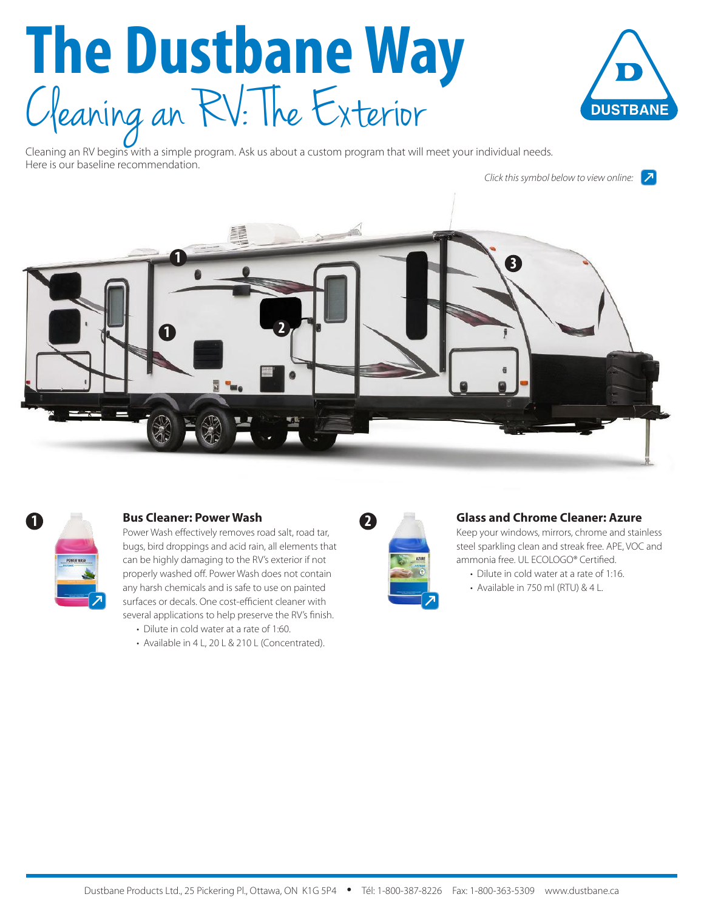# The Dustbane Way

## Cleaning an RV: The Exterior

Cleaning an RV begins with a simple program. Ask us about a custom program that will meet your individual needs. Here is our baseline recommendation.

*Click this symbol below to view online:*

### 1 Bus Cleaner: Power Wash

Power Wash effectively removes road salt, road tar, bugs, bird droppings and acid rain, all elements that can be highly damaging to the RV's exterior if not properly washed off. Power Wash does not contain any harsh chemicals and is safe to use on painted surfaces or decals. One cost-efficient cleaner with several applications to help preserve the RV's finish.

- Dilute in cold water at a rate of 1:60.
- Available in 4 L, 20 L & 210 L (Concentrated).

### 2 Glass and Chrome Cleaner: Azure

Keep your windows, mirrors, chrome and stainless steel sparkling clean and streak free. APE, VOC and ammonia free. UL ECOLOGO® Certified.

- Dilute in cold water at a rate of 1:16.
- Available in 750 ml (RTU) & 4 L.

Dustbane Products Ltd., 25 Pickering Pl., Ottawa, ON K1G 5P4 • Tél: 1-800-387-8226 Fax: 1-800-363-5309 www.dustbane.ca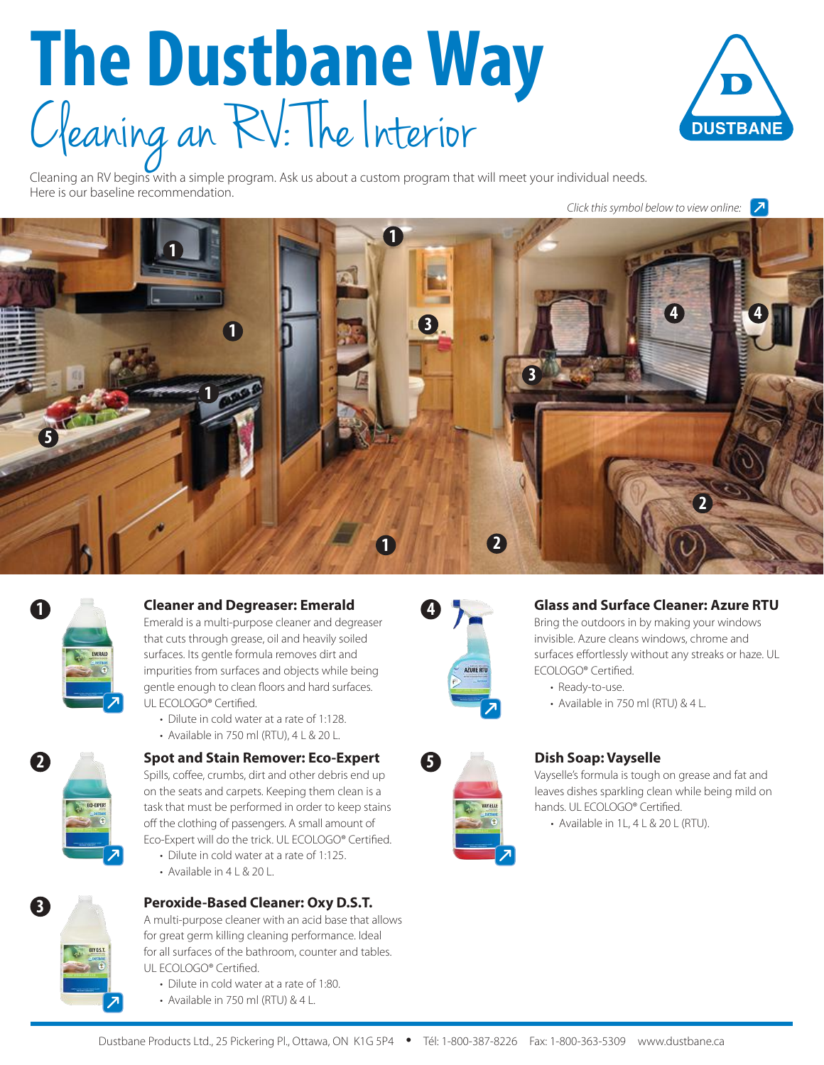# The Dustbane Way

## Cleaning an RV: The Interior

Cleaning an RV begins with a simple program. Ask us about a custom program that will meet your individual needs. Here is our baseline recommendation.

*Click this symbol below to view online:*

### 1 Cleaner and Degreaser: Emerald

Emerald is a multi-purpose cleaner and degreaser that cuts through grease, oil and heavily soiled surfaces. Its gentle formula removes dirt and impurities from surfaces and objects while being gentle enough to clean floors and hard surfaces. UL ECOLOGO® Certified.

- Dilute in cold water at a rate of 1:128.
- Available in 750 ml (RTU), 4 L & 20 L.

### 2 Spot and Stain Remover: Eco-Expert

Spills, coffee, crumbs, dirt and other debris end up on the seats and carpets. Keeping them clean is a task that must be performed in order to keep stains off the clothing of passengers. A small amount of Eco-Expert will do the trick. UL ECOLOGO® Certified.

- Dilute in cold water at a rate of 1:125.
- Available in 4 L & 20 L.

### 3 Peroxide-Based Cleaner: Oxy D.S.T.

A multi-purpose cleaner with an acid base that allows for great germ killing cleaning performance. Ideal for all surfaces of the bathroom, counter and tables. UL ECOLOGO® Certified.

- Dilute in cold water at a rate of 1:80.
- Available in 750 ml (RTU) & 4 L.

### 4 Glass and Surface Cleaner: Azure RTU

Bring the outdoors in by making your windows invisible. Azure cleans windows, chrome and surfaces effortlessly without any streaks or haze. UL ECOLOGO® Certified.

- Ready-to-use.
- Available in 750 ml (RTU) & 4 L.

### 5 Dish Soap: Vayselle

Vayselle's formula is tough on grease and fat and leaves dishes sparkling clean while being mild on hands. UL ECOLOGO® Certified.

- Available in 1L, 4 L & 20 L (RTU).

Dustbane Products Ltd., 25 Pickering Pl., Ottawa, ON K1G 5P4 • Tél: 1-800-387-8226 Fax: 1-800-363-5309 www.dustbane.ca